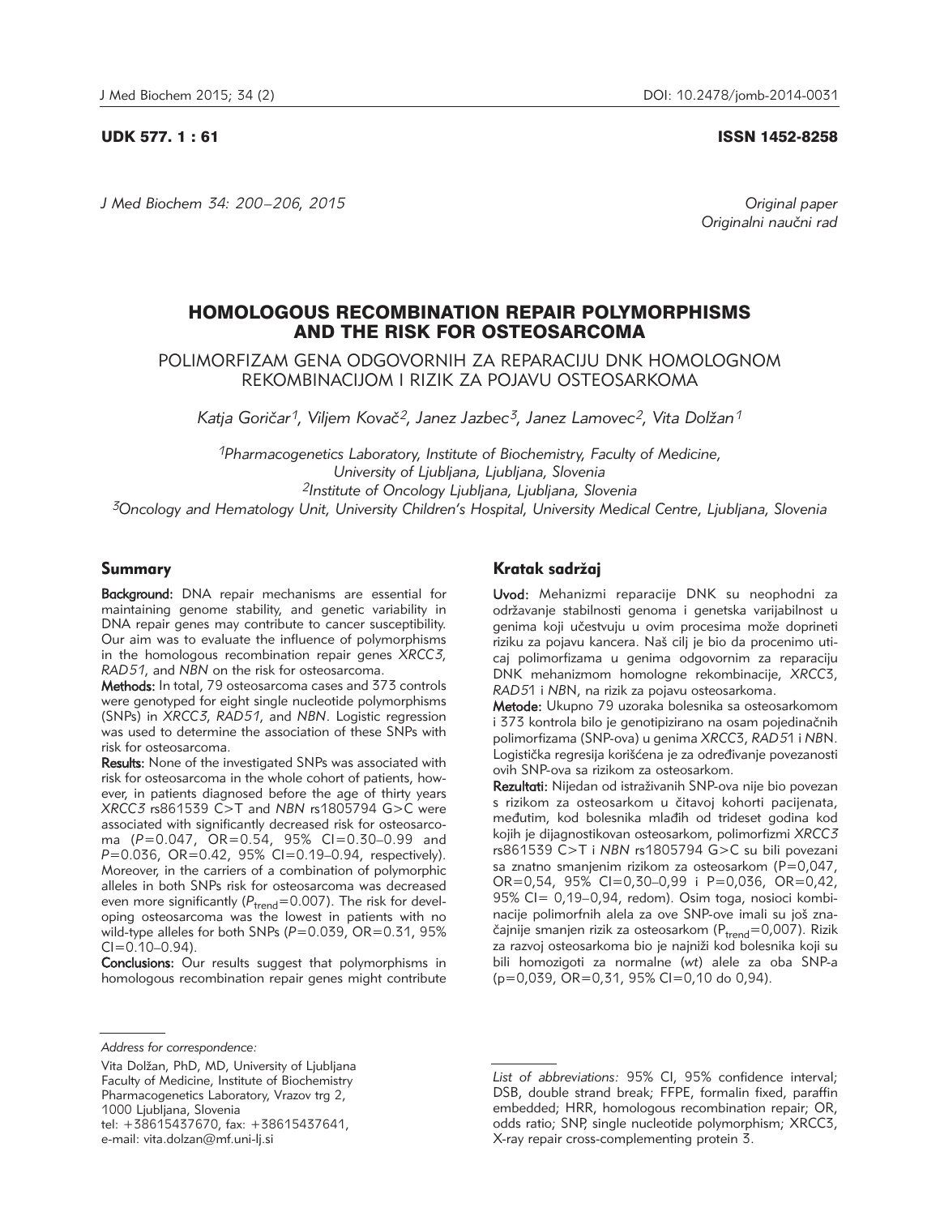UDK 577. 1 : 61

ISSN 1452-8258

*J Med Biochem 34: 200–206, 2015*

*Original paper*
*Originalni naučni rad*

# HOMOLOGOUS RECOMBINATION REPAIR POLYMORPHISMS AND THE RISK FOR OSTEOSARCOMA

## POLIMORFIZAM GENA ODGOVORNIH ZA REPARACIJU DNK HOMOLOGNOM REKOMBINACIJOM I RIZIK ZA POJAVU OSTEOSARKOMA

*Katja Goričar[1], Viljem Kovač[2], Janez Jazbec[3], Janez Lamovec[2], Vita Dolžan[1]*

[1]*Pharmacogenetics Laboratory, Institute of Biochemistry, Faculty of Medicine, University of Ljubljana, Ljubljana, Slovenia*
[2]*Institute of Oncology Ljubljana, Ljubljana, Slovenia*
[3]*Oncology and Hematology Unit, University Children's Hospital, University Medical Centre, Ljubljana, Slovenia*

### Summary

**Background:** DNA repair mechanisms are essential for maintaining genome stability, and genetic variability in DNA repair genes may contribute to cancer susceptibility. Our aim was to evaluate the influence of polymorphisms in the homologous recombination repair genes *XRCC3*, *RAD51*, and *NBN* on the risk for osteosarcoma.

**Methods:** In total, 79 osteosarcoma cases and 373 controls were genotyped for eight single nucleotide polymorphisms (SNPs) in *XRCC3*, *RAD51*, and *NBN*. Logistic regression was used to determine the association of these SNPs with risk for osteosarcoma.

**Results:** None of the investigated SNPs was associated with risk for osteosarcoma in the whole cohort of patients, however, in patients diagnosed before the age of thirty years *XRCC3* rs861539 C>T and *NBN* rs1805794 G>C were associated with significantly decreased risk for osteosarcoma ($P$=0.047, OR=0.54, 95% CI=0.30–0.99 and $P$=0.036, OR=0.42, 95% CI=0.19–0.94, respectively). Moreover, in the carriers of a combination of polymorphic alleles in both SNPs risk for osteosarcoma was decreased even more significantly ($P_{trend}$=0.007). The risk for developing osteosarcoma was the lowest in patients with no wild-type alleles for both SNPs ($P$=0.039, OR=0.31, 95% CI=0.10–0.94).

**Conclusions:** Our results suggest that polymorphisms in homologous recombination repair genes might contribute

### Kratak sadržaj

**Uvod:** Mehanizmi reparacije DNK su neophodni za održavanje stabilnosti genoma i genetska varijabilnost u genima koji učestvuju u ovim procesima može doprineti riziku za pojavu kancera. Naš cilj je bio da procenimo uticaj polimorfizama u genima odgovornim za reparaciju DNK mehanizmom homologne rekombinacije, *XRCC3*, *RAD51* i *NBN*, na rizik za pojavu osteosarkoma.

**Metode:** Ukupno 79 uzoraka bolesnika sa osteosarkomom i 373 kontrola bilo je genotipizirano na osam pojedinačnih polimorfizama (SNP-ova) u genima *XRCC3*, *RAD51* i *NBN*. Logistička regresija korišćena je za određivanje povezanosti ovih SNP-ova sa rizikom za osteosarkom.

**Rezultati:** Nijedan od istraživanih SNP-ova nije bio povezan s rizikom za osteosarkom u čitavoj kohorti pacijenata, međutim, kod bolesnika mlađih od trideset godina kod kojih je dijagnostikovan osteosarkom, polimorfizmi *XRCC3* rs861539 C>T i *NBN* rs1805794 G>C su bili povezani sa znatno smanjenim rizikom za osteosarkom (P=0,047, OR=0,54, 95% CI=0,30–0,99 i P=0,036, OR=0,42, 95% CI= 0,19–0,94, redom). Osim toga, nosioci kombinacije polimorfnih alela za ove SNP-ove imali su još značajnije smanjen rizik za osteosarkom ($P_{trend}$=0,007). Rizik za razvoj osteosarkoma bio je najniži kod bolesnika koji su bili homozigoti za normalne (*wt*) alele za oba SNP-a (p=0,039, OR=0,31, 95% CI=0,10 do 0,94).

*Address for correspondence:*

Vita Dolžan, PhD, MD, University of Ljubljana
Faculty of Medicine, Institute of Biochemistry
Pharmacogenetics Laboratory, Vrazov trg 2,
1000 Ljubljana, Slovenia
tel: +38615437670, fax: +38615437641,
e-mail: vita.dolzan@mf.uni-lj.si

*List of abbreviations:* 95% CI, 95% confidence interval; DSB, double strand break; FFPE, formalin fixed, paraffin embedded; HRR, homologous recombination repair; OR, odds ratio; SNP, single nucleotide polymorphism; XRCC3, X-ray repair cross-complementing protein 3.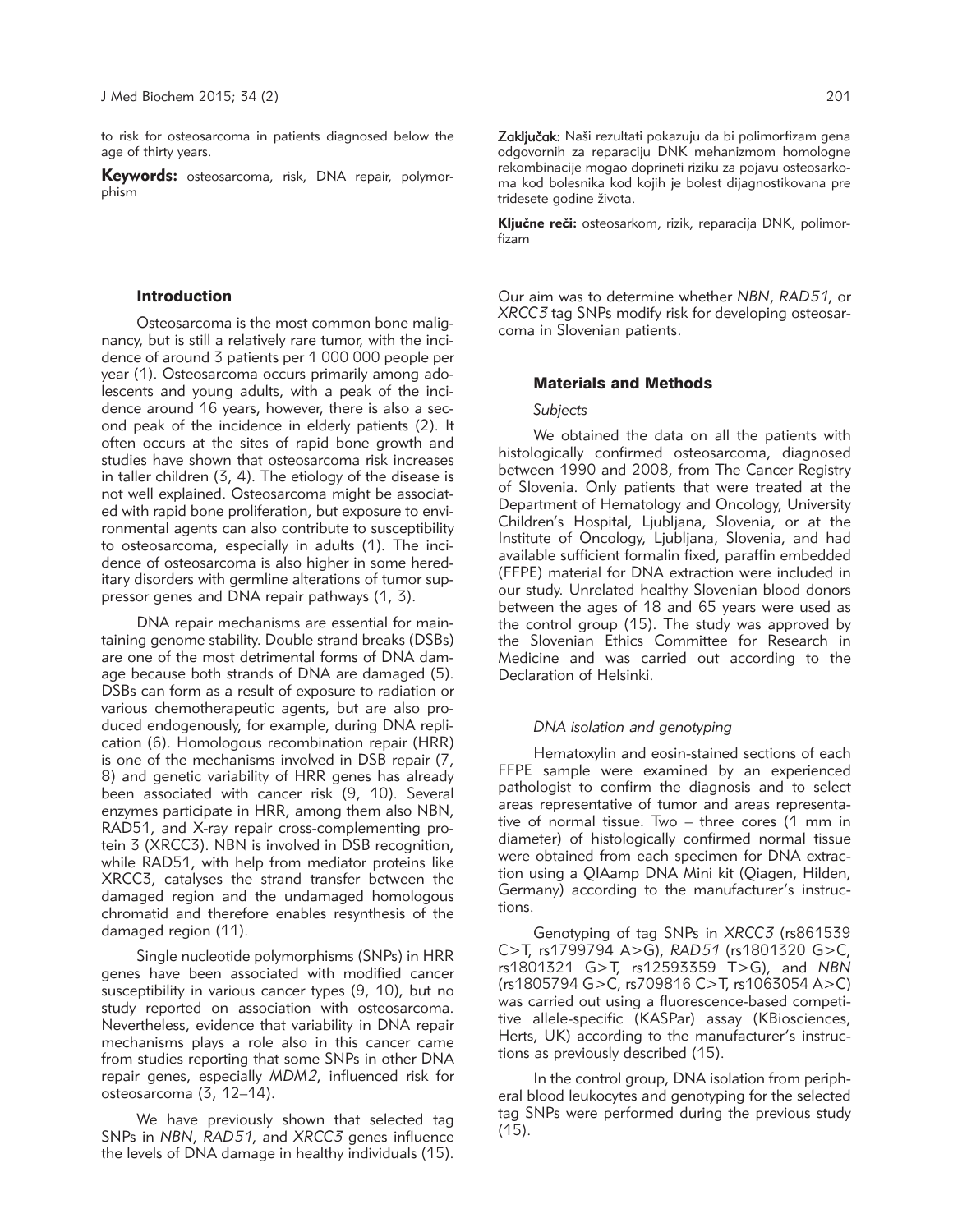to risk for osteosarcoma in patients diagnosed below the age of thirty years.

**Keywords:** osteosarcoma, risk, DNA repair, polymorphism

**Zaključak:** Naši rezultati pokazuju da bi polimorfizam gena odgovornih za reparaciju DNK mehanizmom homologne rekombinacije mogao doprineti riziku za pojavu osteosarkoma kod bolesnika kod kojih je bolest dijagnostikovana pre tridesete godine života.

**Ključne reči:** osteosarkom, rizik, reparacija DNK, polimorfizam

## Introduction

Osteosarcoma is the most common bone malignancy, but is still a relatively rare tumor, with the incidence of around 3 patients per 1 000 000 people per year (1). Osteosarcoma occurs primarily among adolescents and young adults, with a peak of the incidence around 16 years, however, there is also a second peak of the incidence in elderly patients (2). It often occurs at the sites of rapid bone growth and studies have shown that osteosarcoma risk increases in taller children (3, 4). The etiology of the disease is not well explained. Osteosarcoma might be associated with rapid bone proliferation, but exposure to environmental agents can also contribute to susceptibility to osteosarcoma, especially in adults (1). The incidence of osteosarcoma is also higher in some hereditary disorders with germline alterations of tumor suppressor genes and DNA repair pathways (1, 3).

DNA repair mechanisms are essential for maintaining genome stability. Double strand breaks (DSBs) are one of the most detrimental forms of DNA damage because both strands of DNA are damaged (5). DSBs can form as a result of exposure to radiation or various chemotherapeutic agents, but are also produced endogenously, for example, during DNA replication (6). Homologous recombination repair (HRR) is one of the mechanisms involved in DSB repair (7, 8) and genetic variability of HRR genes has already been associated with cancer risk (9, 10). Several enzymes participate in HRR, among them also NBN, RAD51, and X-ray repair cross-complementing protein 3 (XRCC3). NBN is involved in DSB recognition, while RAD51, with help from mediator proteins like XRCC3, catalyses the strand transfer between the damaged region and the undamaged homologous chromatid and therefore enables resynthesis of the damaged region (11).

Single nucleotide polymorphisms (SNPs) in HRR genes have been associated with modified cancer susceptibility in various cancer types (9, 10), but no study reported on association with osteosarcoma. Nevertheless, evidence that variability in DNA repair mechanisms plays a role also in this cancer came from studies reporting that some SNPs in other DNA repair genes, especially *MDM2*, influenced risk for osteosarcoma (3, 12–14).

We have previously shown that selected tag SNPs in *NBN*, *RAD51*, and *XRCC3* genes influence the levels of DNA damage in healthy individuals (15). Our aim was to determine whether *NBN*, *RAD51*, or *XRCC3* tag SNPs modify risk for developing osteosarcoma in Slovenian patients.

## Materials and Methods

### *Subjects*

We obtained the data on all the patients with histologically confirmed osteosarcoma, diagnosed between 1990 and 2008, from The Cancer Registry of Slovenia. Only patients that were treated at the Department of Hematology and Oncology, University Children's Hospital, Ljubljana, Slovenia, or at the Institute of Oncology, Ljubljana, Slovenia, and had available sufficient formalin fixed, paraffin embedded (FFPE) material for DNA extraction were included in our study. Unrelated healthy Slovenian blood donors between the ages of 18 and 65 years were used as the control group (15). The study was approved by the Slovenian Ethics Committee for Research in Medicine and was carried out according to the Declaration of Helsinki.

### *DNA isolation and genotyping*

Hematoxylin and eosin-stained sections of each FFPE sample were examined by an experienced pathologist to confirm the diagnosis and to select areas representative of tumor and areas representative of normal tissue. Two – three cores (1 mm in diameter) of histologically confirmed normal tissue were obtained from each specimen for DNA extraction using a QIAamp DNA Mini kit (Qiagen, Hilden, Germany) according to the manufacturer's instructions.

Genotyping of tag SNPs in *XRCC3* (rs861539 C>T, rs1799794 A>G), *RAD51* (rs1801320 G>C, rs1801321 G>T, rs12593359 T>G), and *NBN* (rs1805794 G>C, rs709816 C>T, rs1063054 A>C) was carried out using a fluorescence-based competitive allele-specific (KASPar) assay (KBiosciences, Herts, UK) according to the manufacturer's instructions as previously described (15).

In the control group, DNA isolation from peripheral blood leukocytes and genotyping for the selected tag SNPs were performed during the previous study (15).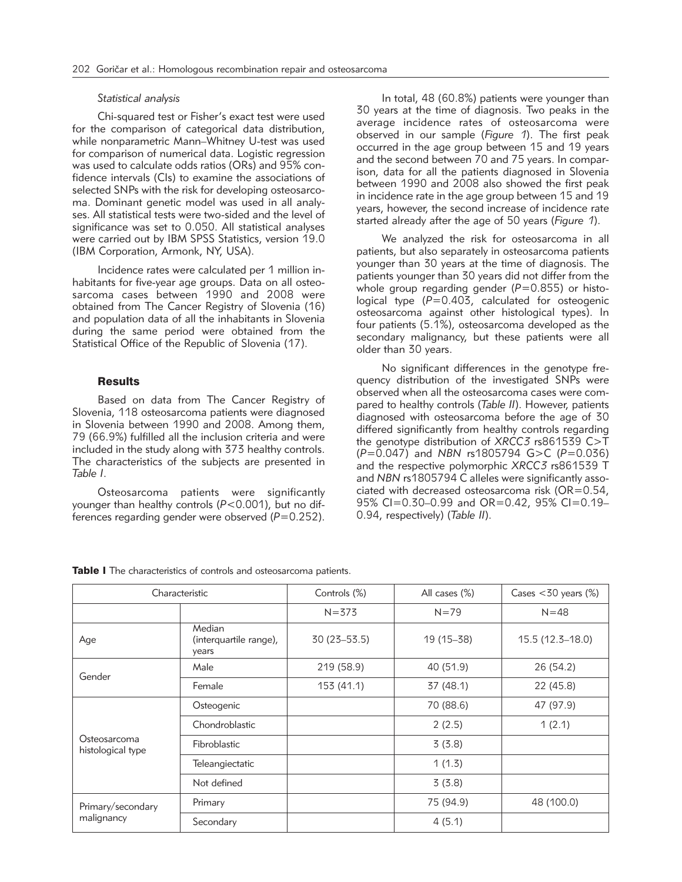#### *Statistical analysis*

Chi-squared test or Fisher's exact test were used for the comparison of categorical data distribution, while nonparametric Mann–Whitney U-test was used for comparison of numerical data. Logistic regression was used to calculate odds ratios (ORs) and 95% confidence intervals (CIs) to examine the associations of selected SNPs with the risk for developing osteosarcoma. Dominant genetic model was used in all analyses. All statistical tests were two-sided and the level of significance was set to 0.050. All statistical analyses were carried out by IBM SPSS Statistics, version 19.0 (IBM Corporation, Armonk, NY, USA).

Incidence rates were calculated per 1 million inhabitants for five-year age groups. Data on all osteosarcoma cases between 1990 and 2008 were obtained from The Cancer Registry of Slovenia (16) and population data of all the inhabitants in Slovenia during the same period were obtained from the Statistical Office of the Republic of Slovenia (17).

### Results

Based on data from The Cancer Registry of Slovenia, 118 osteosarcoma patients were diagnosed in Slovenia between 1990 and 2008. Among them, 79 (66.9%) fulfilled all the inclusion criteria and were included in the study along with 373 healthy controls. The characteristics of the subjects are presented in *Table I*.

Osteosarcoma patients were significantly younger than healthy controls ($P<0.001$), but no differences regarding gender were observed ($P=0.252$).

In total, 48 (60.8%) patients were younger than 30 years at the time of diagnosis. Two peaks in the average incidence rates of osteosarcoma were observed in our sample (*Figure 1*). The first peak occurred in the age group between 15 and 19 years and the second between 70 and 75 years. In comparison, data for all the patients diagnosed in Slovenia between 1990 and 2008 also showed the first peak in incidence rate in the age group between 15 and 19 years, however, the second increase of incidence rate started already after the age of 50 years (*Figure 1*).

We analyzed the risk for osteosarcoma in all patients, but also separately in osteosarcoma patients younger than 30 years at the time of diagnosis. The patients younger than 30 years did not differ from the whole group regarding gender ($P=0.855$) or histological type ($P=0.403$, calculated for osteogenic osteosarcoma against other histological types). In four patients (5.1%), osteosarcoma developed as the secondary malignancy, but these patients were all older than 30 years.

No significant differences in the genotype frequency distribution of the investigated SNPs were observed when all the osteosarcoma cases were compared to healthy controls (*Table II*). However, patients diagnosed with osteosarcoma before the age of 30 differed significantly from healthy controls regarding the genotype distribution of *XRCC3* rs861539 C>T ($P=0.047$) and *NBN* rs1805794 G>C ($P=0.036$) and the respective polymorphic *XRCC3* rs861539 T and *NBN* rs1805794 C alleles were significantly associated with decreased osteosarcoma risk (OR=0.54, 95% CI=0.30–0.99 and OR=0.42, 95% CI=0.19–0.94, respectively) (*Table II*).

**Table I** The characteristics of controls and osteosarcoma patients.

| Characteristic | | Controls (%) | All cases (%) | Cases <30 years (%) |
|---|---|---|---|---|
| | | N=373 | N=79 | N=48 |
| Age | Median (interquartile range), years | 30 (23–53.5) | 19 (15–38) | 15.5 (12.3–18.0) |
| Gender | Male | 219 (58.9) | 40 (51.9) | 26 (54.2) |
| | Female | 153 (41.1) | 37 (48.1) | 22 (45.8) |
| Osteosarcoma histological type | Osteogenic | | 70 (88.6) | 47 (97.9) |
| | Chondroblastic | | 2 (2.5) | 1 (2.1) |
| | Fibroblastic | | 3 (3.8) | |
| | Teleangiectatic | | 1 (1.3) | |
| | Not defined | | 3 (3.8) | |
| Primary/secondary malignancy | Primary | | 75 (94.9) | 48 (100.0) |
| | Secondary | | 4 (5.1) | |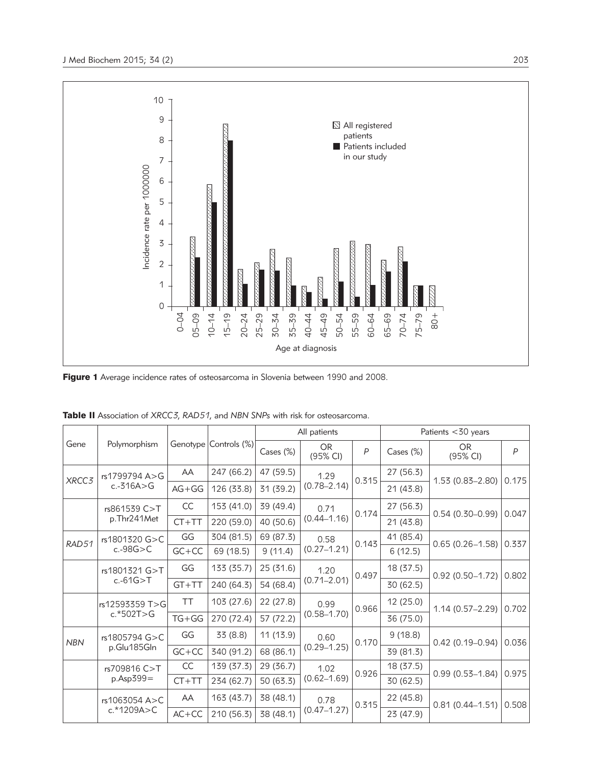10
9
8
7
6
5
4
3
2
1
0

Incidence rate per 1000000

All registered patients
Patients included in our study

0–04
05–09
10–14
15–19
20–24
25–29
30–34
35–39
40–44
45–49
50–54
55–59
60–64
65–69
70–74
75–79
80+

Age at diagnosis

**Figure 1** Average incidence rates of osteosarcoma in Slovenia between 1990 and 2008.

**Table II** Association of *XRCC3*, *RAD51*, and *NBN SNPs* with risk for osteosarcoma.

| Gene | Polymorphism | Genotype | Controls (%) | All patients | | | Patients <30 years | | |
|---|---|---|---|---|---|---|---|---|---|
| | | | | Cases (%) | OR (95% CI) | *P* | Cases (%) | OR (95% CI) | *P* |
| *XRCC3* | rs1799794 A>G c.-316A>G | AA | 247 (66.2) | 47 (59.5) | 1.29 (0.78–2.14) | 0.315 | 27 (56.3) | 1.53 (0.83–2.80) | 0.175 |
| | | AG+GG | 126 (33.8) | 31 (39.2) | | | 21 (43.8) | | |
| | rs861539 C>T p.Thr241Met | CC | 153 (41.0) | 39 (49.4) | 0.71 (0.44–1.16) | 0.174 | 27 (56.3) | 0.54 (0.30–0.99) | 0.047 |
| | | CT+TT | 220 (59.0) | 40 (50.6) | | | 21 (43.8) | | |
| *RAD51* | rs1801320 G>C c.-98G>C | GG | 304 (81.5) | 69 (87.3) | 0.58 (0.27–1.21) | 0.143 | 41 (85.4) | 0.65 (0.26–1.58) | 0.337 |
| | | GC+CC | 69 (18.5) | 9 (11.4) | | | 6 (12.5) | | |
| | rs1801321 G>T c.-61G>T | GG | 133 (35.7) | 25 (31.6) | 1.20 (0.71–2.01) | 0.497 | 18 (37.5) | 0.92 (0.50–1.72) | 0.802 |
| | | GT+TT | 240 (64.3) | 54 (68.4) | | | 30 (62.5) | | |
| | rs12593359 T>G c.*502T>G | TT | 103 (27.6) | 22 (27.8) | 0.99 (0.58–1.70) | 0.966 | 12 (25.0) | 1.14 (0.57–2.29) | 0.702 |
| | | TG+GG | 270 (72.4) | 57 (72.2) | | | 36 (75.0) | | |
| *NBN* | rs1805794 G>C p.Glu185Gln | GG | 33 (8.8) | 11 (13.9) | 0.60 (0.29–1.25) | 0.170 | 9 (18.8) | 0.42 (0.19–0.94) | 0.036 |
| | | GC+CC | 340 (91.2) | 68 (86.1) | | | 39 (81.3) | | |
| | rs709816 C>T p.Asp399= | CC | 139 (37.3) | 29 (36.7) | 1.02 (0.62–1.69) | 0.926 | 18 (37.5) | 0.99 (0.53–1.84) | 0.975 |
| | | CT+TT | 234 (62.7) | 50 (63.3) | | | 30 (62.5) | | |
| | rs1063054 A>C c.*1209A>C | AA | 163 (43.7) | 38 (48.1) | 0.78 (0.47–1.27) | 0.315 | 22 (45.8) | 0.81 (0.44–1.51) | 0.508 |
| | | AC+CC | 210 (56.3) | 38 (48.1) | | | 23 (47.9) | | |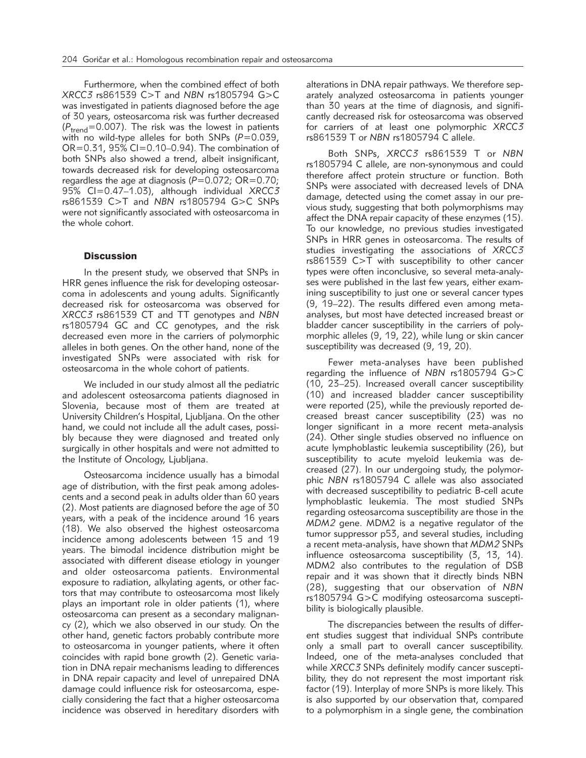Furthermore, when the combined effect of both *XRCC3* rs861539 C>T and *NBN* rs1805794 G>C was investigated in patients diagnosed before the age of 30 years, osteosarcoma risk was further decreased ($P_{trend}$=0.007). The risk was the lowest in patients with no wild-type alleles for both SNPs (*P*=0.039, OR=0.31, 95% CI=0.10–0.94). The combination of both SNPs also showed a trend, albeit insignificant, towards decreased risk for developing osteosarcoma regardless the age at diagnosis (*P*=0.072; OR=0.70; 95% CI=0.47–1.03), although individual *XRCC3* rs861539 C>T and *NBN* rs1805794 G>C SNPs were not significantly associated with osteosarcoma in the whole cohort.

## Discussion

In the present study, we observed that SNPs in HRR genes influence the risk for developing osteosarcoma in adolescents and young adults. Significantly decreased risk for osteosarcoma was observed for *XRCC3* rs861539 CT and TT genotypes and *NBN* rs1805794 GC and CC genotypes, and the risk decreased even more in the carriers of polymorphic alleles in both genes. On the other hand, none of the investigated SNPs were associated with risk for osteosarcoma in the whole cohort of patients.

We included in our study almost all the pediatric and adolescent osteosarcoma patients diagnosed in Slovenia, because most of them are treated at University Children's Hospital, Ljubljana. On the other hand, we could not include all the adult cases, possibly because they were diagnosed and treated only surgically in other hospitals and were not admitted to the Institute of Oncology, Ljubljana.

Osteosarcoma incidence usually has a bimodal age of distribution, with the first peak among adolescents and a second peak in adults older than 60 years (2). Most patients are diagnosed before the age of 30 years, with a peak of the incidence around 16 years (18). We also observed the highest osteosarcoma incidence among adolescents between 15 and 19 years. The bimodal incidence distribution might be associated with different disease etiology in younger and older osteosarcoma patients. Environmental exposure to radiation, alkylating agents, or other factors that may contribute to osteosarcoma most likely plays an important role in older patients (1), where osteosarcoma can present as a secondary malignancy (2), which we also observed in our study. On the other hand, genetic factors probably contribute more to osteosarcoma in younger patients, where it often coincides with rapid bone growth (2). Genetic variation in DNA repair mechanisms leading to differences in DNA repair capacity and level of unrepaired DNA damage could influence risk for osteosarcoma, especially considering the fact that a higher osteosarcoma incidence was observed in hereditary disorders with alterations in DNA repair pathways. We therefore separately analyzed osteosarcoma in patients younger than 30 years at the time of diagnosis, and significantly decreased risk for osteosarcoma was observed for carriers of at least one polymorphic *XRCC3* rs861539 T or *NBN* rs1805794 C allele.

Both SNPs, *XRCC3* rs861539 T or *NBN* rs1805794 C allele, are non-synonymous and could therefore affect protein structure or function. Both SNPs were associated with decreased levels of DNA damage, detected using the comet assay in our previous study, suggesting that both polymorphisms may affect the DNA repair capacity of these enzymes (15). To our knowledge, no previous studies investigated SNPs in HRR genes in osteosarcoma. The results of studies investigating the associations of *XRCC3* rs861539 C>T with susceptibility to other cancer types were often inconclusive, so several meta-analyses were published in the last few years, either examining susceptibility to just one or several cancer types (9, 19–22). The results differed even among meta-analyses, but most have detected increased breast or bladder cancer susceptibility in the carriers of polymorphic alleles (9, 19, 22), while lung or skin cancer susceptibility was decreased (9, 19, 20).

Fewer meta-analyses have been published regarding the influence of *NBN* rs1805794 G>C (10, 23–25). Increased overall cancer susceptibility (10) and increased bladder cancer susceptibility were reported (25), while the previously reported decreased breast cancer susceptibility (23) was no longer significant in a more recent meta-analysis (24). Other single studies observed no influence on acute lymphoblastic leukemia susceptibility (26), but susceptibility to acute myeloid leukemia was decreased (27). In our undergoing study, the polymorphic *NBN* rs1805794 C allele was also associated with decreased susceptibility to pediatric B-cell acute lymphoblastic leukemia. The most studied SNPs regarding osteosarcoma susceptibility are those in the *MDM2* gene. MDM2 is a negative regulator of the tumor suppressor p53, and several studies, including a recent meta-analysis, have shown that *MDM2* SNPs influence osteosarcoma susceptibility (3, 13, 14). MDM2 also contributes to the regulation of DSB repair and it was shown that it directly binds NBN (28), suggesting that our observation of *NBN* rs1805794 G>C modifying osteosarcoma susceptibility is biologically plausible.

The discrepancies between the results of different studies suggest that individual SNPs contribute only a small part to overall cancer susceptibility. Indeed, one of the meta-analyses concluded that while *XRCC3* SNPs definitely modify cancer susceptibility, they do not represent the most important risk factor (19). Interplay of more SNPs is more likely. This is also supported by our observation that, compared to a polymorphism in a single gene, the combination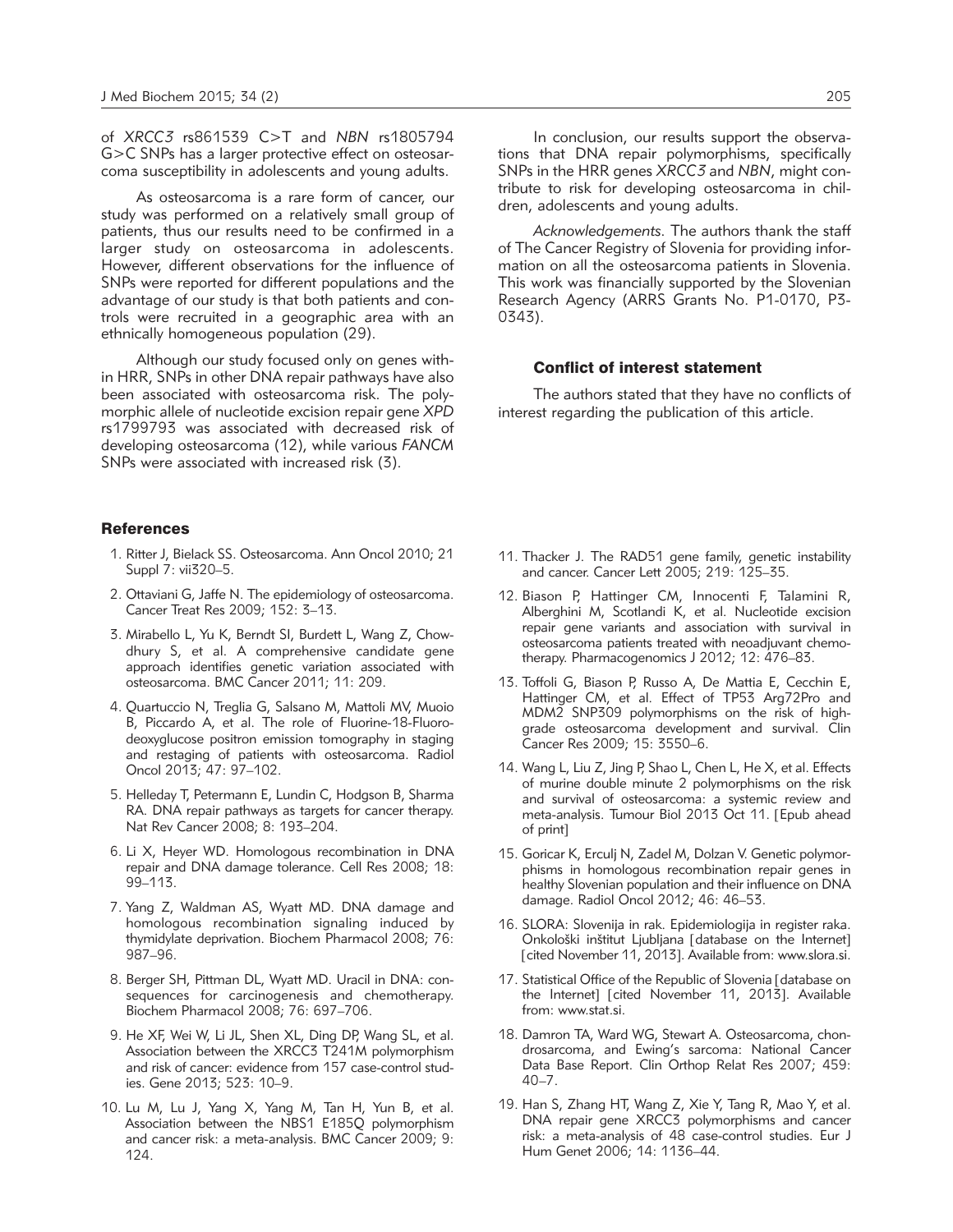of *XRCC3* rs861539 C>T and *NBN* rs1805794 G>C SNPs has a larger protective effect on osteosarcoma susceptibility in adolescents and young adults.

As osteosarcoma is a rare form of cancer, our study was performed on a relatively small group of patients, thus our results need to be confirmed in a larger study on osteosarcoma in adolescents. However, different observations for the influence of SNPs were reported for different populations and the advantage of our study is that both patients and controls were recruited in a geographic area with an ethnically homogeneous population (29).

Although our study focused only on genes within HRR, SNPs in other DNA repair pathways have also been associated with osteosarcoma risk. The polymorphic allele of nucleotide excision repair gene *XPD* rs1799793 was associated with decreased risk of developing osteosarcoma (12), while various *FANCM* SNPs were associated with increased risk (3).

In conclusion, our results support the observations that DNA repair polymorphisms, specifically SNPs in the HRR genes *XRCC3* and *NBN*, might contribute to risk for developing osteosarcoma in children, adolescents and young adults.

*Acknowledgements.* The authors thank the staff of The Cancer Registry of Slovenia for providing information on all the osteosarcoma patients in Slovenia. This work was financially supported by the Slovenian Research Agency (ARRS Grants No. P1-0170, P3-0343).

## Conflict of interest statement

The authors stated that they have no conflicts of interest regarding the publication of this article.

## References

1. Ritter J, Bielack SS. Osteosarcoma. Ann Oncol 2010; 21 Suppl 7: vii320–5.
2. Ottaviani G, Jaffe N. The epidemiology of osteosarcoma. Cancer Treat Res 2009; 152: 3–13.
3. Mirabello L, Yu K, Berndt SI, Burdett L, Wang Z, Chowdhury S, et al. A comprehensive candidate gene approach identifies genetic variation associated with osteosarcoma. BMC Cancer 2011; 11: 209.
4. Quartuccio N, Treglia G, Salsano M, Mattoli MV, Muoio B, Piccardo A, et al. The role of Fluorine-18-Fluorodeoxyglucose positron emission tomography in staging and restaging of patients with osteosarcoma. Radiol Oncol 2013; 47: 97–102.
5. Helleday T, Petermann E, Lundin C, Hodgson B, Sharma RA. DNA repair pathways as targets for cancer therapy. Nat Rev Cancer 2008; 8: 193–204.
6. Li X, Heyer WD. Homologous recombination in DNA repair and DNA damage tolerance. Cell Res 2008; 18: 99–113.
7. Yang Z, Waldman AS, Wyatt MD. DNA damage and homologous recombination signaling induced by thymidylate deprivation. Biochem Pharmacol 2008; 76: 987–96.
8. Berger SH, Pittman DL, Wyatt MD. Uracil in DNA: consequences for carcinogenesis and chemotherapy. Biochem Pharmacol 2008; 76: 697–706.
9. He XF, Wei W, Li JL, Shen XL, Ding DP, Wang SL, et al. Association between the XRCC3 T241M polymorphism and risk of cancer: evidence from 157 case-control studies. Gene 2013; 523: 10–9.
10. Lu M, Lu J, Yang X, Yang M, Tan H, Yun B, et al. Association between the NBS1 E185Q polymorphism and cancer risk: a meta-analysis. BMC Cancer 2009; 9: 124.
11. Thacker J. The RAD51 gene family, genetic instability and cancer. Cancer Lett 2005; 219: 125–35.
12. Biason P, Hattinger CM, Innocenti F, Talamini R, Alberghini M, Scotlandi K, et al. Nucleotide excision repair gene variants and association with survival in osteosarcoma patients treated with neoadjuvant chemotherapy. Pharmacogenomics J 2012; 12: 476–83.
13. Toffoli G, Biason P, Russo A, De Mattia E, Cecchin E, Hattinger CM, et al. Effect of TP53 Arg72Pro and MDM2 SNP309 polymorphisms on the risk of high-grade osteosarcoma development and survival. Clin Cancer Res 2009; 15: 3550–6.
14. Wang L, Liu Z, Jing P, Shao L, Chen L, He X, et al. Effects of murine double minute 2 polymorphisms on the risk and survival of osteosarcoma: a systemic review and meta-analysis. Tumour Biol 2013 Oct 11. [Epub ahead of print]
15. Goricar K, Erculj N, Zadel M, Dolzan V. Genetic polymorphisms in homologous recombination repair genes in healthy Slovenian population and their influence on DNA damage. Radiol Oncol 2012; 46: 46–53.
16. SLORA: Slovenija in rak. Epidemiologija in register raka. Onkološki inštitut Ljubljana [database on the Internet] [cited November 11, 2013]. Available from: www.slora.si.
17. Statistical Office of the Republic of Slovenia [database on the Internet] [cited November 11, 2013]. Available from: www.stat.si.
18. Damron TA, Ward WG, Stewart A. Osteosarcoma, chondrosarcoma, and Ewing's sarcoma: National Cancer Data Base Report. Clin Orthop Relat Res 2007; 459: 40–7.
19. Han S, Zhang HT, Wang Z, Xie Y, Tang R, Mao Y, et al. DNA repair gene XRCC3 polymorphisms and cancer risk: a meta-analysis of 48 case-control studies. Eur J Hum Genet 2006; 14: 1136–44.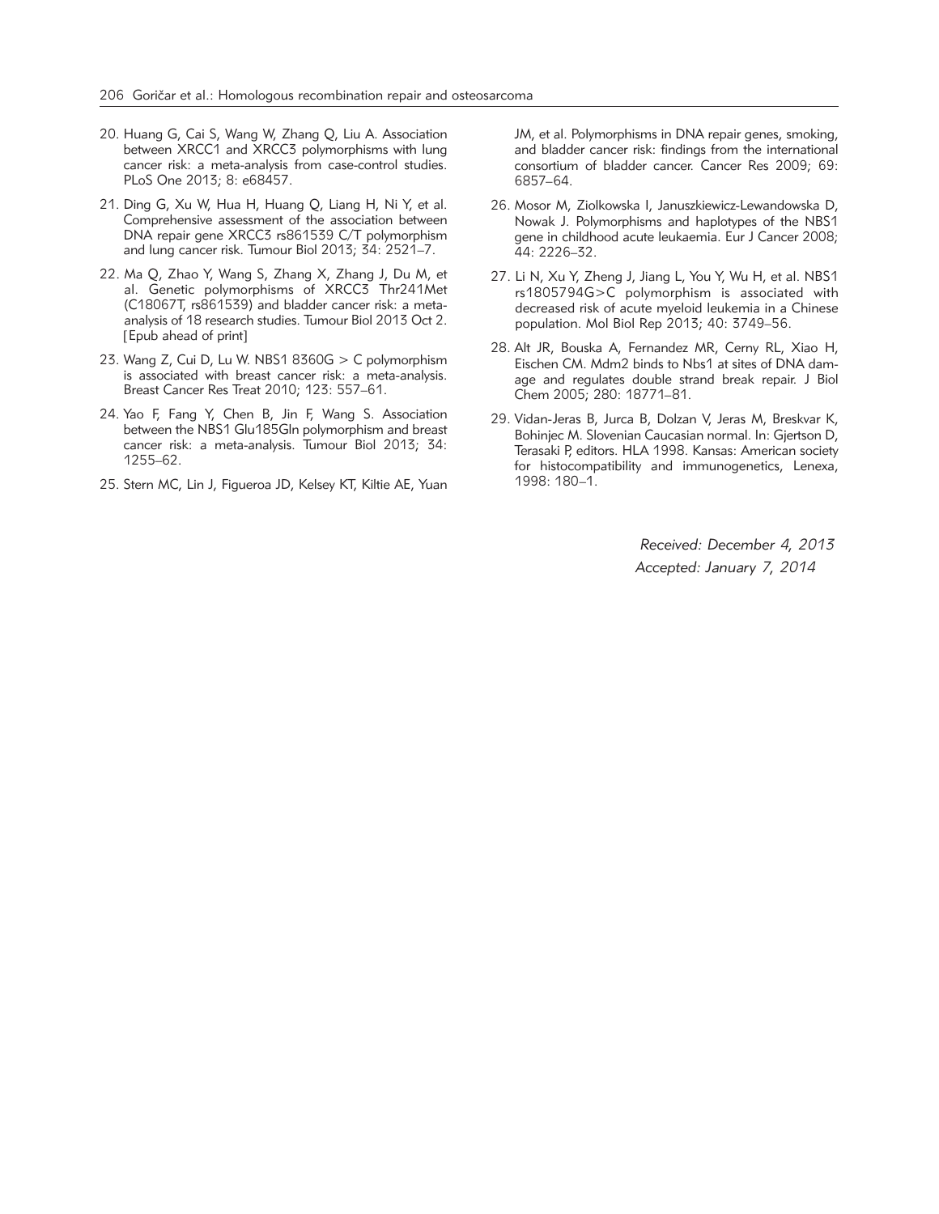20. Huang G, Cai S, Wang W, Zhang Q, Liu A. Association between XRCC1 and XRCC3 polymorphisms with lung cancer risk: a meta-analysis from case-control studies. PLoS One 2013; 8: e68457.

21. Ding G, Xu W, Hua H, Huang Q, Liang H, Ni Y, et al. Comprehensive assessment of the association between DNA repair gene XRCC3 rs861539 C/T polymorphism and lung cancer risk. Tumour Biol 2013; 34: 2521–7.

22. Ma Q, Zhao Y, Wang S, Zhang X, Zhang J, Du M, et al. Genetic polymorphisms of XRCC3 Thr241Met (C18067T, rs861539) and bladder cancer risk: a meta-analysis of 18 research studies. Tumour Biol 2013 Oct 2. [Epub ahead of print]

23. Wang Z, Cui D, Lu W. NBS1 8360G > C polymorphism is associated with breast cancer risk: a meta-analysis. Breast Cancer Res Treat 2010; 123: 557–61.

24. Yao F, Fang Y, Chen B, Jin F, Wang S. Association between the NBS1 Glu185Gln polymorphism and breast cancer risk: a meta-analysis. Tumour Biol 2013; 34: 1255–62.

25. Stern MC, Lin J, Figueroa JD, Kelsey KT, Kiltie AE, Yuan JM, et al. Polymorphisms in DNA repair genes, smoking, and bladder cancer risk: findings from the international consortium of bladder cancer. Cancer Res 2009; 69: 6857–64.

26. Mosor M, Ziolkowska I, Januszkiewicz-Lewandowska D, Nowak J. Polymorphisms and haplotypes of the NBS1 gene in childhood acute leukaemia. Eur J Cancer 2008; 44: 2226–32.

27. Li N, Xu Y, Zheng J, Jiang L, You Y, Wu H, et al. NBS1 rs1805794G>C polymorphism is associated with decreased risk of acute myeloid leukemia in a Chinese population. Mol Biol Rep 2013; 40: 3749–56.

28. Alt JR, Bouska A, Fernandez MR, Cerny RL, Xiao H, Eischen CM. Mdm2 binds to Nbs1 at sites of DNA damage and regulates double strand break repair. J Biol Chem 2005; 280: 18771–81.

29. Vidan-Jeras B, Jurca B, Dolzan V, Jeras M, Breskvar K, Bohinjec M. Slovenian Caucasian normal. In: Gjertson D, Terasaki P, editors. HLA 1998. Kansas: American society for histocompatibility and immunogenetics, Lenexa, 1998: 180–1.

*Received: December 4, 2013*
*Accepted: January 7, 2014*